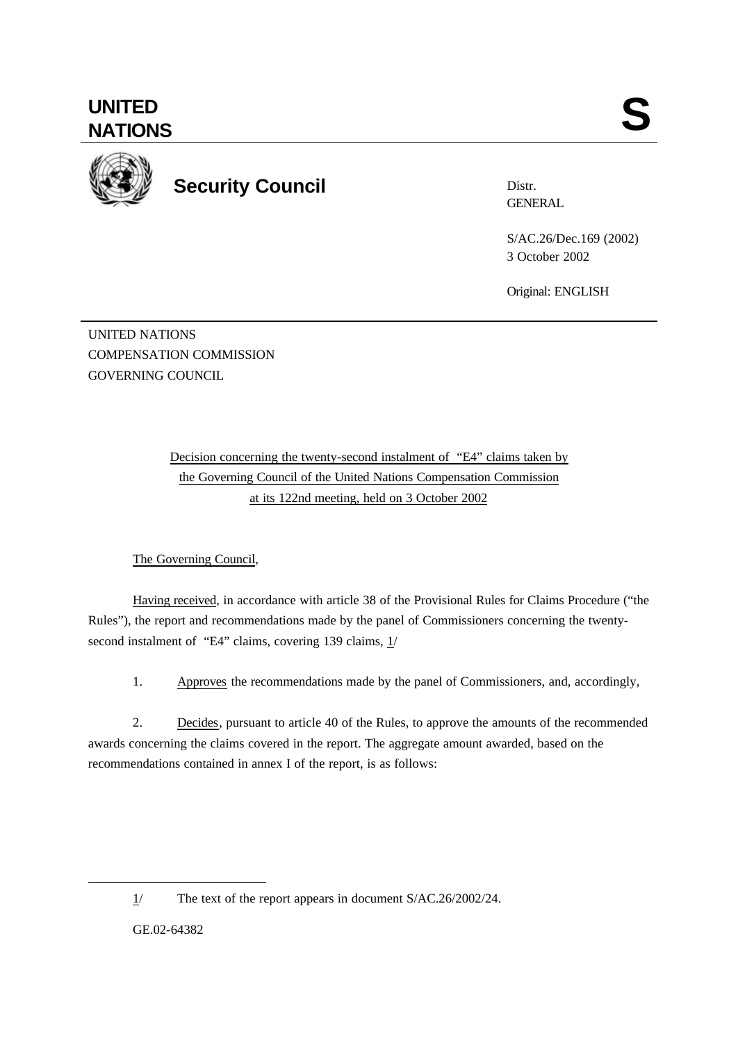# UNITED NATIONS

**S**

## Security Council

Distr.
GENERAL

S/AC.26/Dec.169 (2002)
3 October 2002

Original: ENGLISH

UNITED NATIONS
COMPENSATION COMMISSION
GOVERNING COUNCIL

Decision concerning the twenty-second instalment of "E4" claims taken by the Governing Council of the United Nations Compensation Commission at its 122nd meeting, held on 3 October 2002

The Governing Council,

Having received, in accordance with article 38 of the Provisional Rules for Claims Procedure ("the Rules"), the report and recommendations made by the panel of Commissioners concerning the twenty-second instalment of "E4" claims, covering 139 claims, 1/

1. Approves the recommendations made by the panel of Commissioners, and, accordingly,

2. Decides, pursuant to article 40 of the Rules, to approve the amounts of the recommended awards concerning the claims covered in the report. The aggregate amount awarded, based on the recommendations contained in annex I of the report, is as follows:

---

1/ The text of the report appears in document S/AC.26/2002/24.

GE.02-64382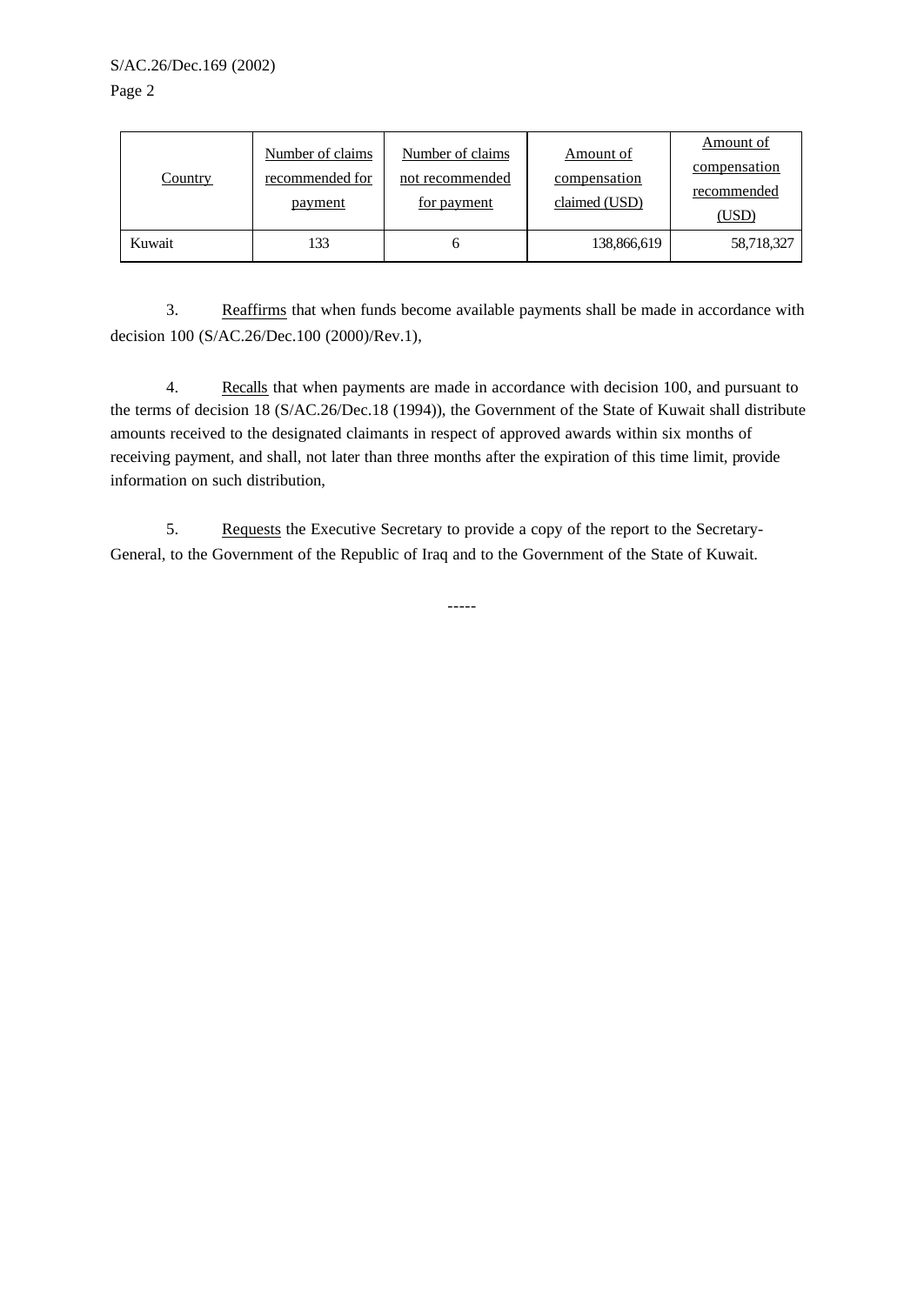| Country | Number of claims recommended for payment | Number of claims not recommended for payment | Amount of compensation claimed (USD) | Amount of compensation recommended (USD) |
|---|---|---|---|---|
| Kuwait | 133 | 6 | 138,866,619 | 58,718,327 |

3. Reaffirms that when funds become available payments shall be made in accordance with decision 100 (S/AC.26/Dec.100 (2000)/Rev.1),

4. Recalls that when payments are made in accordance with decision 100, and pursuant to the terms of decision 18 (S/AC.26/Dec.18 (1994)), the Government of the State of Kuwait shall distribute amounts received to the designated claimants in respect of approved awards within six months of receiving payment, and shall, not later than three months after the expiration of this time limit, provide information on such distribution,

5. Requests the Executive Secretary to provide a copy of the report to the Secretary-General, to the Government of the Republic of Iraq and to the Government of the State of Kuwait.

-----